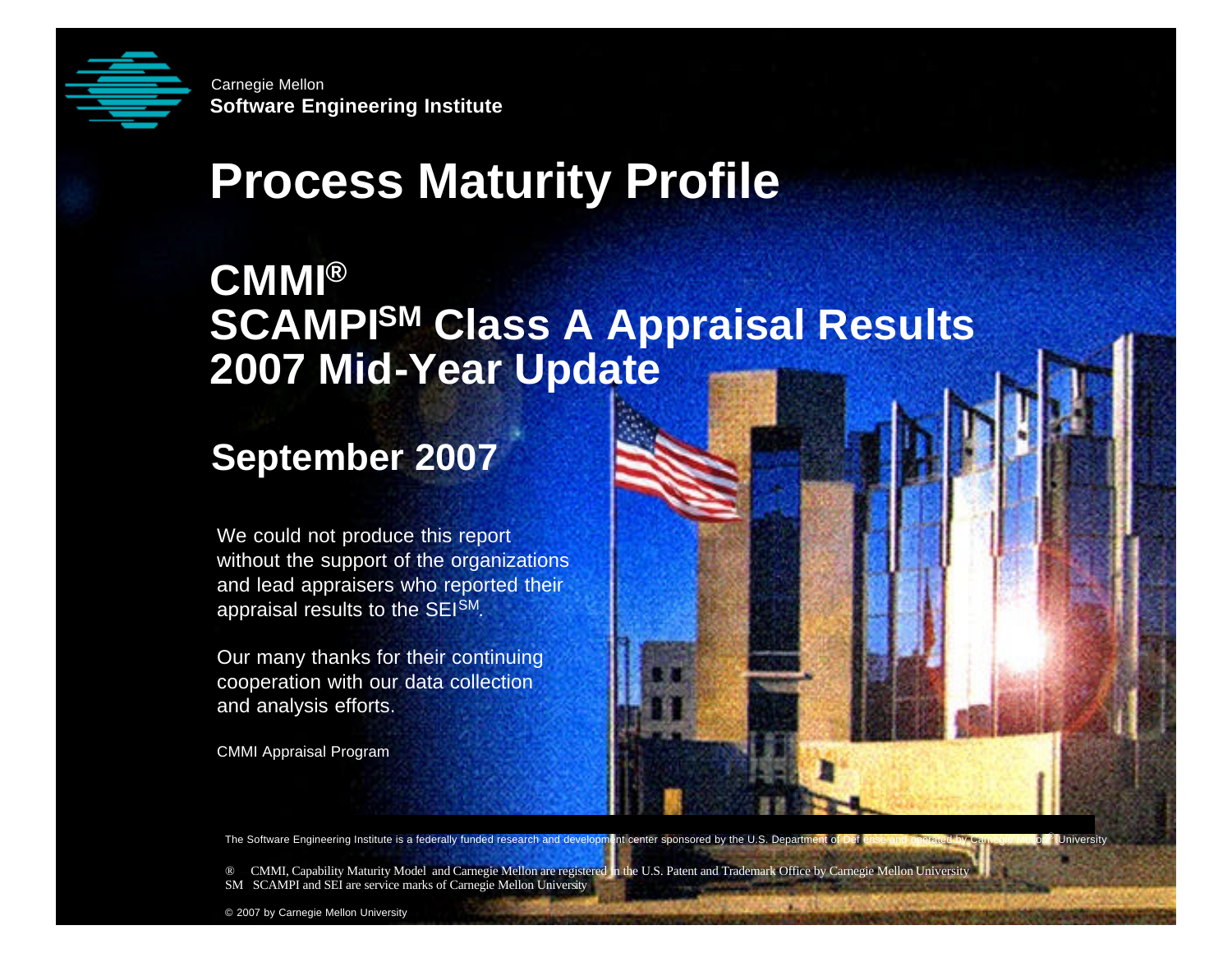Carnegie Mellon
**Software Engineering Institute**

# Process Maturity Profile

## CMMI®
## SCAMPI℠ Class A Appraisal Results
## 2007 Mid-Year Update

## September 2007

We could not produce this report without the support of the organizations and lead appraisers who reported their appraisal results to the SEI℠.

Our many thanks for their continuing cooperation with our data collection and analysis efforts.

CMMI Appraisal Program

The Software Engineering Institute is a federally funded research and development center sponsored by the U.S. Department of Defense and operated by Carnegie Mellon University

® CMMI, Capability Maturity Model and Carnegie Mellon are registered in the U.S. Patent and Trademark Office by Carnegie Mellon University
SM SCAMPI and SEI are service marks of Carnegie Mellon University

© 2007 by Carnegie Mellon University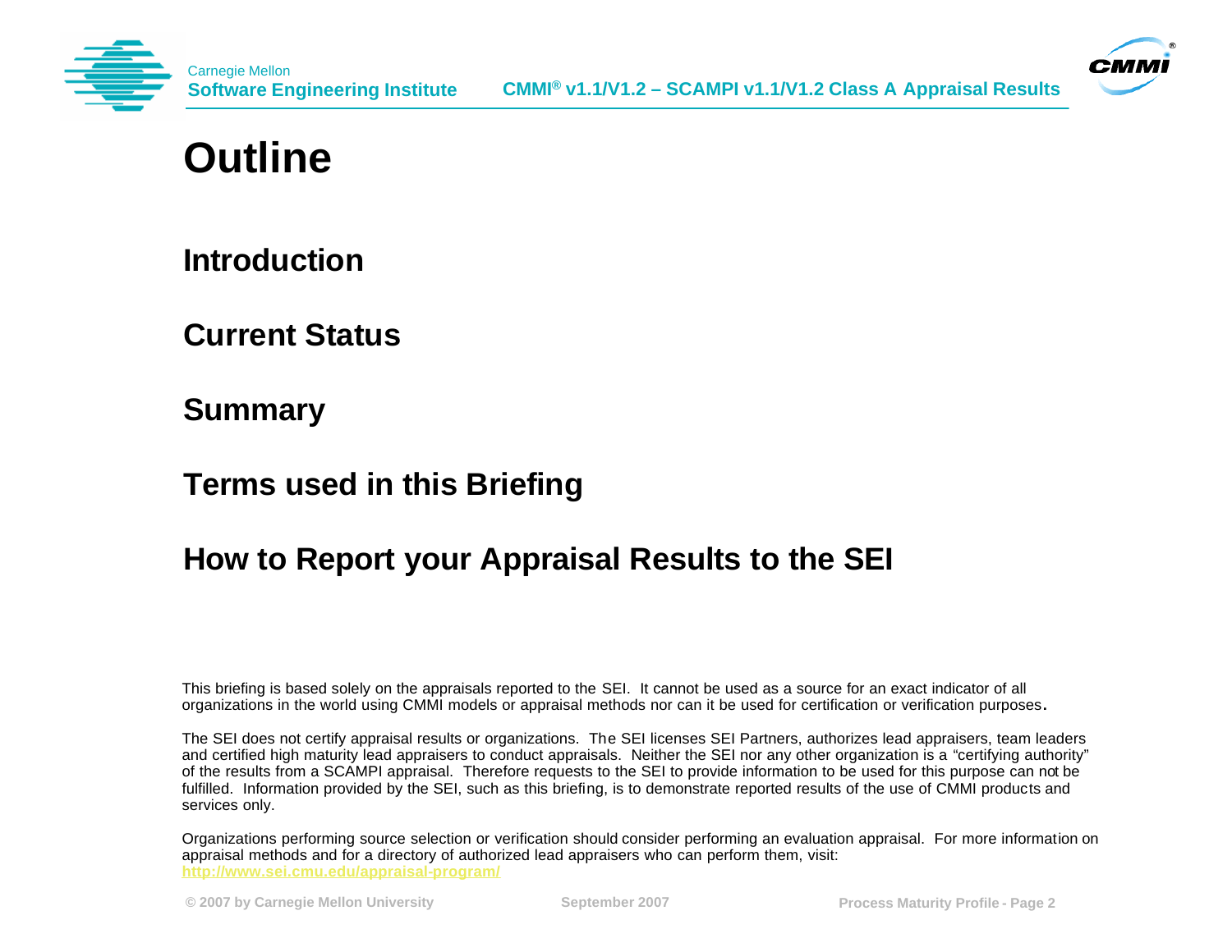# Outline

**Introduction**

**Current Status**

**Summary**

**Terms used in this Briefing**

**How to Report your Appraisal Results to the SEI**

This briefing is based solely on the appraisals reported to the SEI. It cannot be used as a source for an exact indicator of all organizations in the world using CMMI models or appraisal methods nor can it be used for certification or verification purposes.

The SEI does not certify appraisal results or organizations. The SEI licenses SEI Partners, authorizes lead appraisers, team leaders and certified high maturity lead appraisers to conduct appraisals. Neither the SEI nor any other organization is a “certifying authority” of the results from a SCAMPI appraisal. Therefore requests to the SEI to provide information to be used for this purpose can not be fulfilled. Information provided by the SEI, such as this briefing, is to demonstrate reported results of the use of CMMI products and services only.

Organizations performing source selection or verification should consider performing an evaluation appraisal. For more information on appraisal methods and for a directory of authorized lead appraisers who can perform them, visit: http://www.sei.cmu.edu/appraisal-program/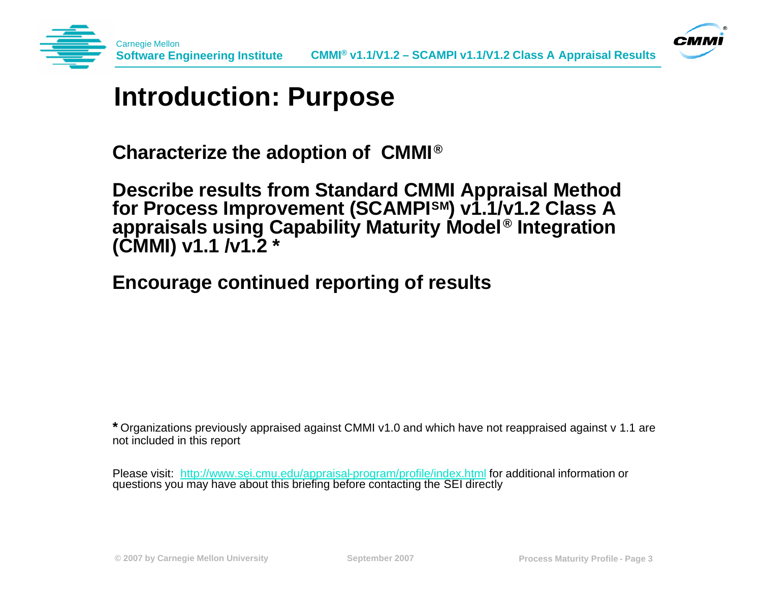# Introduction: Purpose

**Characterize the adoption of CMMI®**

**Describe results from Standard CMMI Appraisal Method for Process Improvement (SCAMPI℠) v1.1/v1.2 Class A appraisals using Capability Maturity Model® Integration (CMMI) v1.1 /v1.2 ***

**Encourage continued reporting of results**

* Organizations previously appraised against CMMI v1.0 and which have not reappraised against v 1.1 are not included in this report

Please visit: http://www.sei.cmu.edu/appraisal-program/profile/index.html for additional information or questions you may have about this briefing before contacting the SEI directly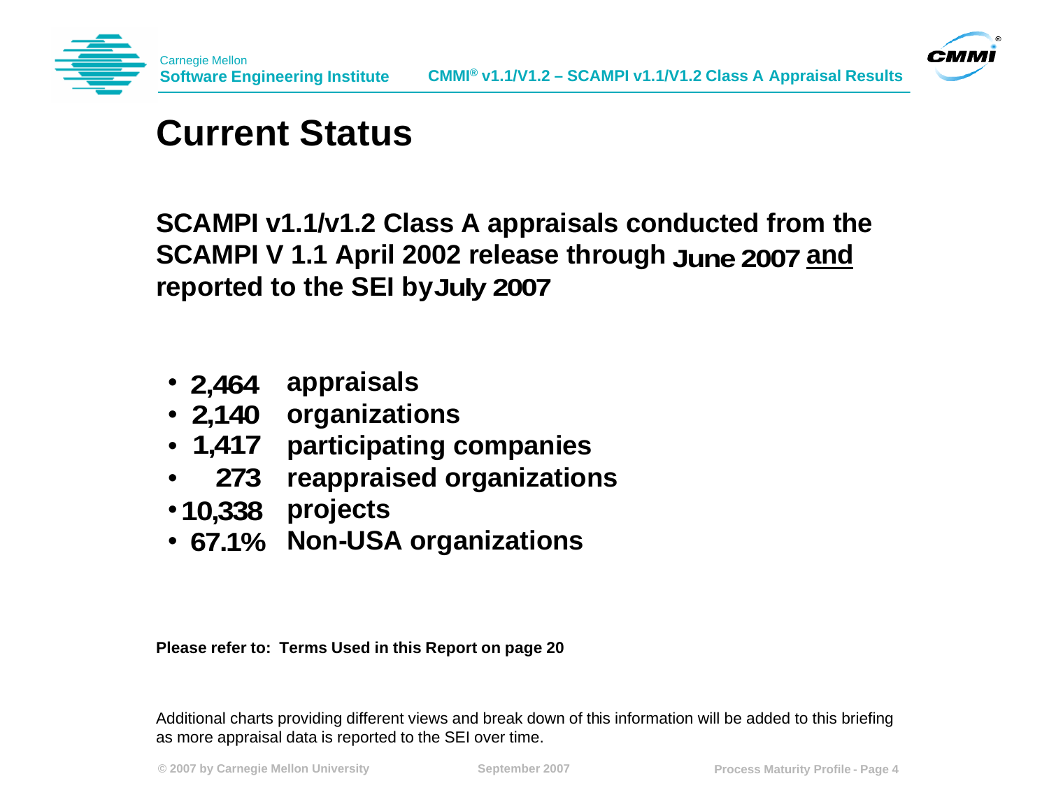# Current Status

**SCAMPI v1.1/v1.2 Class A appraisals conducted from the SCAMPI V 1.1 April 2002 release through June 2007 and reported to the SEI by July 2007**

- **2,464 appraisals**
- **2,140 organizations**
- **1,417 participating companies**
- **273 reappraised organizations**
- **10,338 projects**
- **67.1% Non-USA organizations**

**Please refer to: Terms Used in this Report on page 20**

Additional charts providing different views and break down of this information will be added to this briefing as more appraisal data is reported to the SEI over time.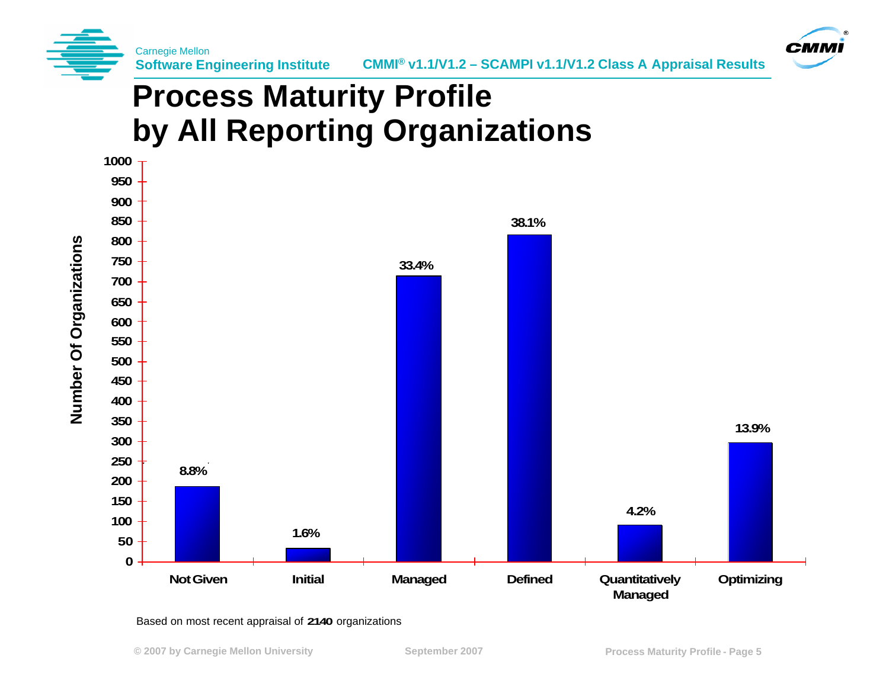# Process Maturity Profile by All Reporting Organizations

| Maturity Level | Percentage |
|---|---|
| Not Given | 8.8% |
| Initial | 1.6% |
| Managed | 33.4% |
| Defined | 38.1% |
| Quantitatively Managed | 4.2% |
| Optimizing | 13.9% |

Number Of Organizations

Based on most recent appraisal of **2140** organizations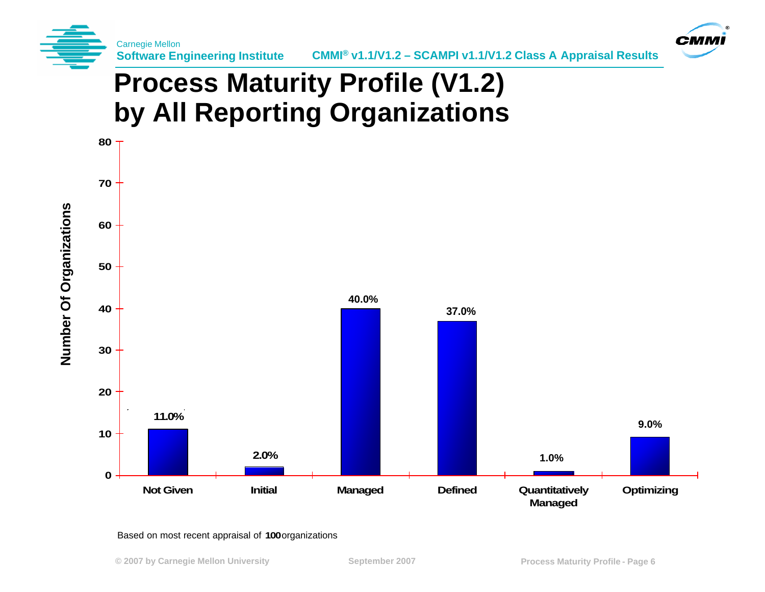# Process Maturity Profile (V1.2) by All Reporting Organizations

| Maturity Level | Number Of Organizations (%) |
|---|---|
| Not Given | 11.0% |
| Initial | 2.0% |
| Managed | 40.0% |
| Defined | 37.0% |
| Quantitatively Managed | 1.0% |
| Optimizing | 9.0% |

Based on most recent appraisal of **100** organizations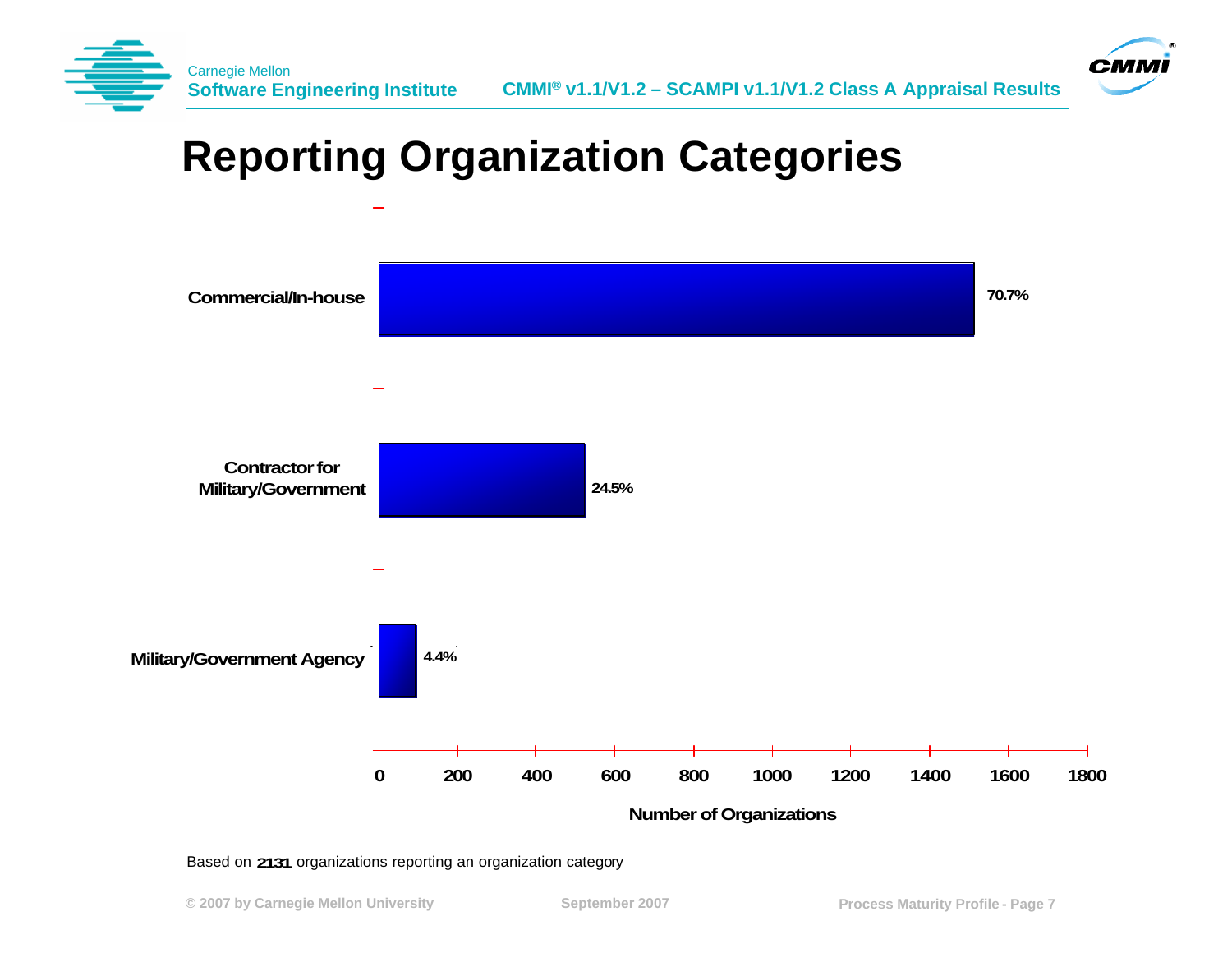# Reporting Organization Categories

| Category | Percentage |
| --- | --- |
| Commercial/In-house | 70.7% |
| Contractor for Military/Government | 24.5% |
| Military/Government Agency | 4.4% |

Number of Organizations

Based on **2131** organizations reporting an organization category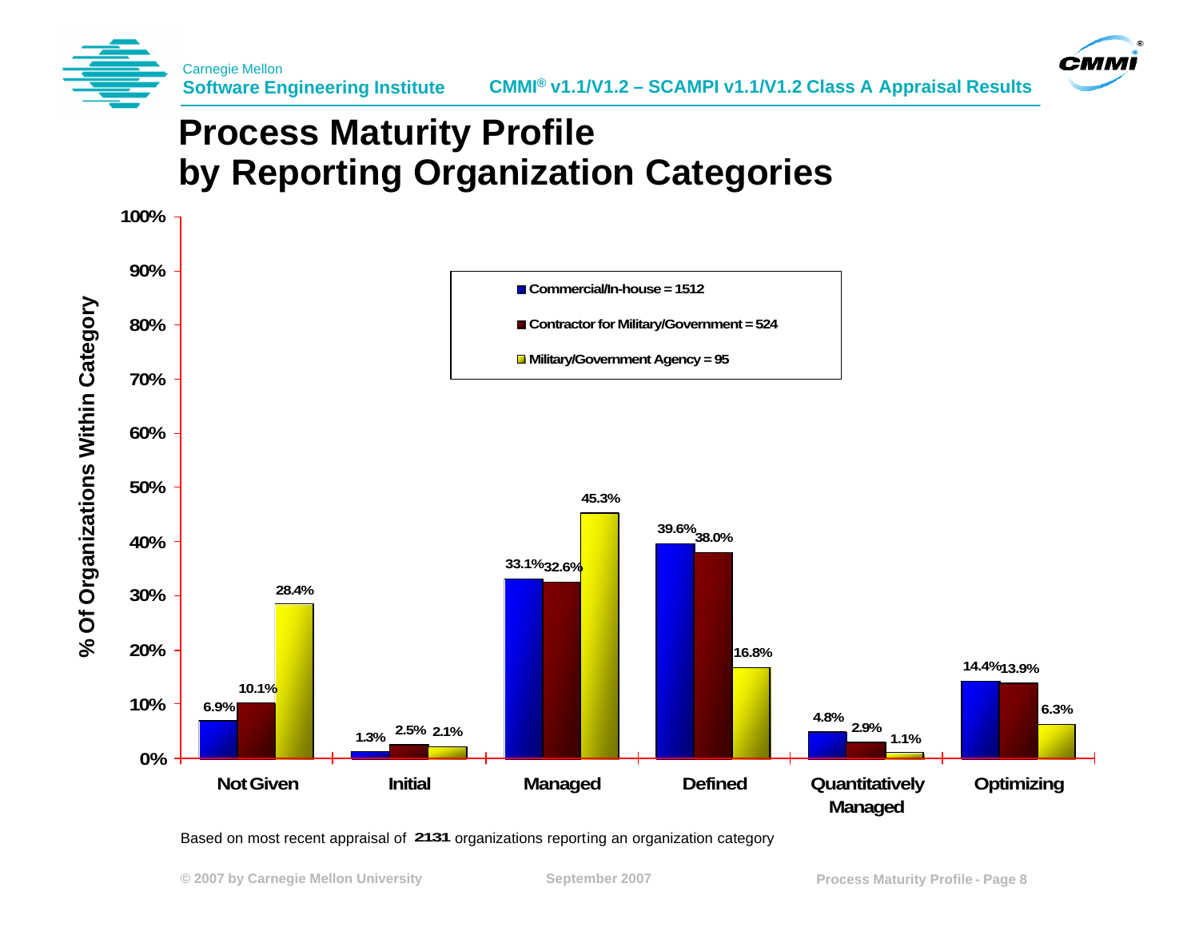# Process Maturity Profile by Reporting Organization Categories

| Maturity Level | Commercial/In-house = 1512 | Contractor for Military/Government = 524 | Military/Government Agency = 95 |
|---|---|---|---|
| Not Given | 6.9% | 10.1% | 28.4% |
| Initial | 1.3% | 2.5% | 2.1% |
| Managed | 33.1% | 32.6% | 45.3% |
| Defined | 39.6% | 38.0% | 16.8% |
| Quantitatively Managed | 4.8% | 2.9% | 1.1% |
| Optimizing | 14.4% | 13.9% | 6.3% |

% Of Organizations Within Category

Based on most recent appraisal of 2131 organizations reporting an organization category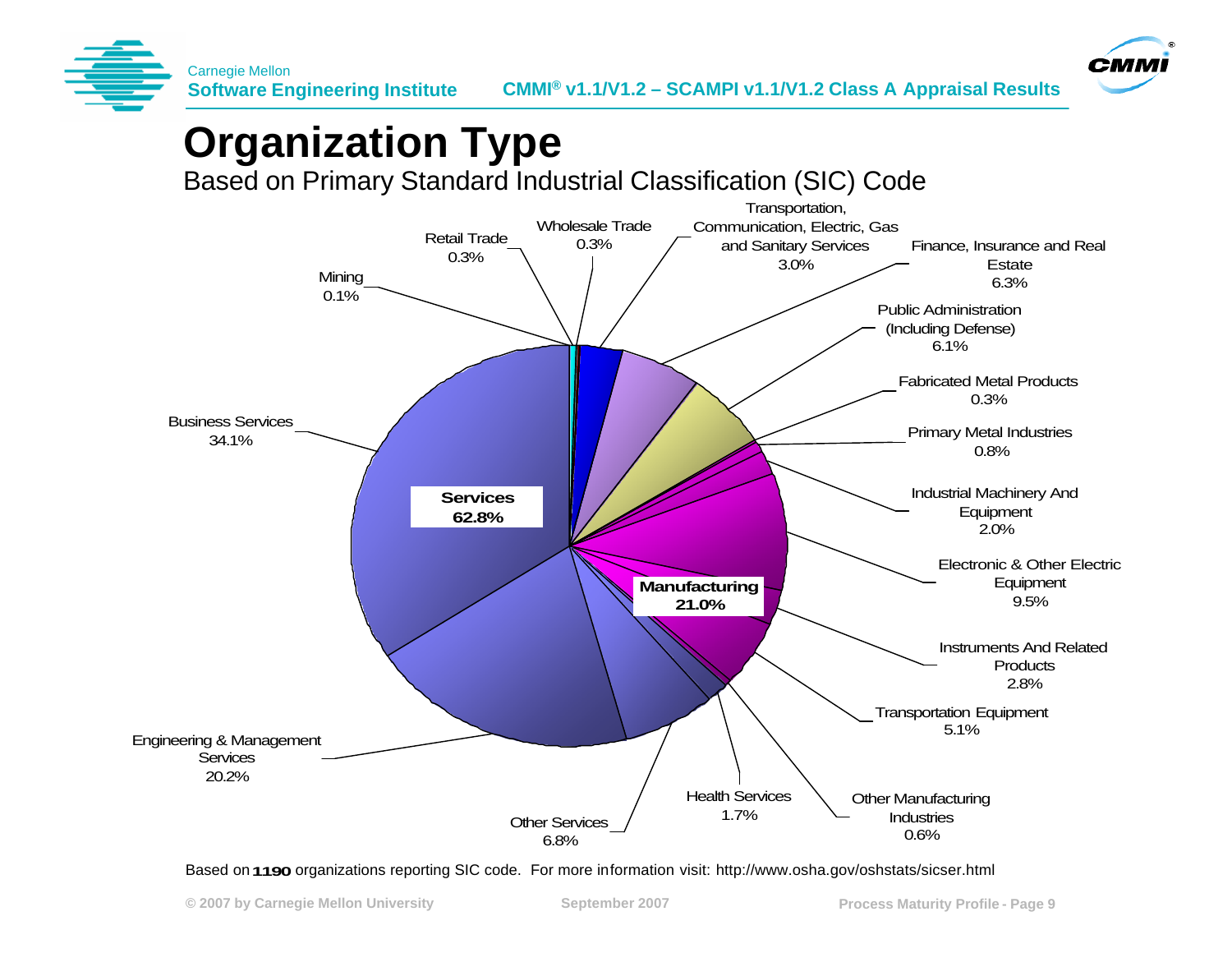# Organization Type

Based on Primary Standard Industrial Classification (SIC) Code

| Category | Percentage |
| --- | --- |
| **Services** | **62.8%** |
| Business Services | 34.1% |
| Engineering & Management Services | 20.2% |
| Other Services | 6.8% |
| Health Services | 1.7% |
| **Manufacturing** | **21.0%** |
| Fabricated Metal Products | 0.3% |
| Primary Metal Industries | 0.8% |
| Industrial Machinery And Equipment | 2.0% |
| Electronic & Other Electric Equipment | 9.5% |
| Instruments And Related Products | 2.8% |
| Transportation Equipment | 5.1% |
| Other Manufacturing Industries | 0.6% |
| Mining | 0.1% |
| Retail Trade | 0.3% |
| Wholesale Trade | 0.3% |
| Transportation, Communication, Electric, Gas and Sanitary Services | 3.0% |
| Finance, Insurance and Real Estate | 6.3% |
| Public Administration (Including Defense) | 6.1% |

Based on **1190** organizations reporting SIC code. For more information visit: http://www.osha.gov/oshstats/sicser.html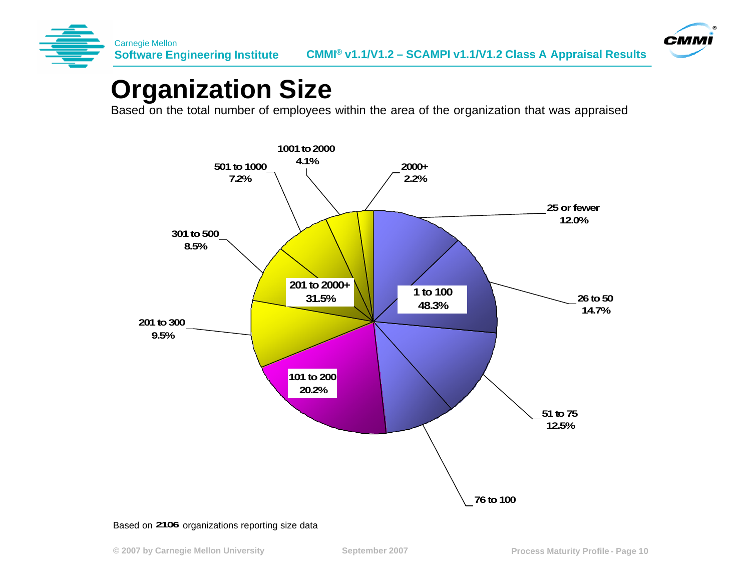# Organization Size

Based on the total number of employees within the area of the organization that was appraised

| Organization Size | Percentage |
| --- | --- |
| 25 or fewer | 12.0% |
| 26 to 50 | 14.7% |
| 51 to 75 | 12.5% |
| 76 to 100 | |
| **1 to 100** | **48.3%** |
| 101 to 200 | 20.2% |
| 201 to 300 | 9.5% |
| 301 to 500 | 8.5% |
| 501 to 1000 | 7.2% |
| 1001 to 2000 | 4.1% |
| 2000+ | 2.2% |
| **201 to 2000+** | **31.5%** |

Based on 2106 organizations reporting size data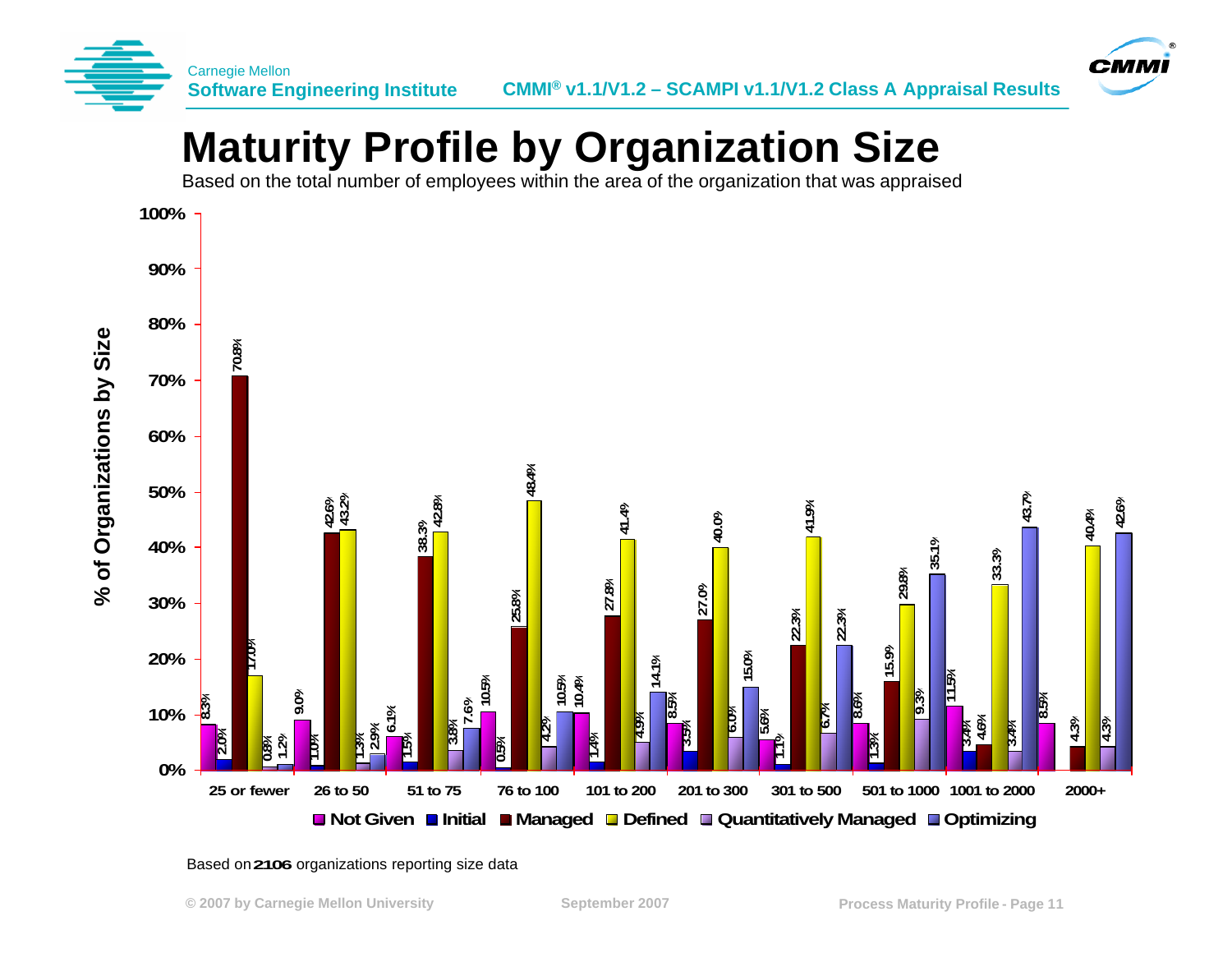# Maturity Profile by Organization Size

Based on the total number of employees within the area of the organization that was appraised

% of Organizations by Size

| Size | Not Given | Initial | Managed | Defined | Quantitatively Managed | Optimizing |
|---|---|---|---|---|---|---|
| 25 or fewer | 8.3% | 2.0% | 70.8% | 17.0% | 0.8% | 1.2% |
| 26 to 50 | 9.0% | 1.0% | 42.6% | 43.2% | 1.3% | 2.9% |
| 51 to 75 | 6.1% | 1.5% | 38.3% | 42.8% | 3.8% | 7.6% |
| 76 to 100 | 10.5% | 0.5% | 25.8% | 48.4% | 4.2% | 10.5% |
| 101 to 200 | 10.4% | 1.4% | 27.8% | 41.4% | 4.9% | 14.1% |
| 201 to 300 | 8.5% | 3.5% | 27.0% | 40.0% | 6.0% | 15.0% |
| 301 to 500 | 5.6% | 1.1% | 22.3% | 41.9% | 6.7% | 22.3% |
| 501 to 1000 | 8.6% | 1.3% | 15.9% | 29.8% | 9.3% | 35.1% |
| 1001 to 2000 | 11.5% | 3.4% | 4.6% | 33.3% | 3.4% | 43.7% |
| 2000+ | 8.5% | | 4.3% | 40.4% | 4.3% | 42.6% |

Based on 2106 organizations reporting size data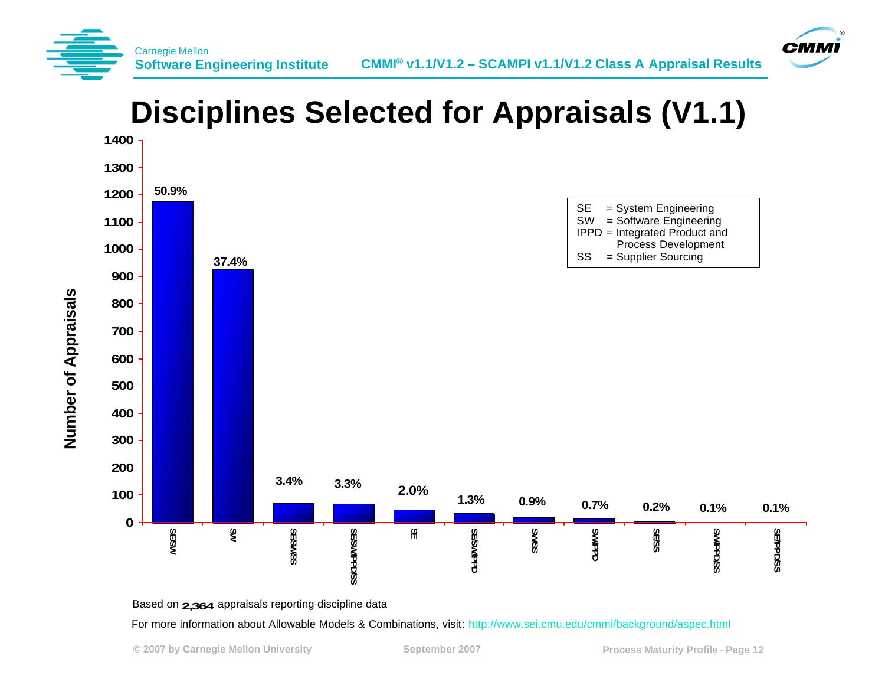# Disciplines Selected for Appraisals (V1.1)

| Discipline | Percentage |
| --- | --- |
| SE/SW | 50.9% |
| SW | 37.4% |
| SE/SW/SS | 3.4% |
| SE/SW/IPPD/SS | 3.3% |
| SE | 2.0% |
| SE/SW/IPPD | 1.3% |
| SW/SS | 0.9% |
| SW/IPPD | 0.7% |
| SE/SS | 0.2% |
| SW/IPPD/SS | 0.1% |
| SE/IPPD/SS | 0.1% |

Y-axis: Number of Appraisals (0–1400)

SE = System Engineering
SW = Software Engineering
IPPD = Integrated Product and Process Development
SS = Supplier Sourcing

Based on 2,364 appraisals reporting discipline data

For more information about Allowable Models & Combinations, visit: http://www.sei.cmu.edu/cmmi/background/aspec.html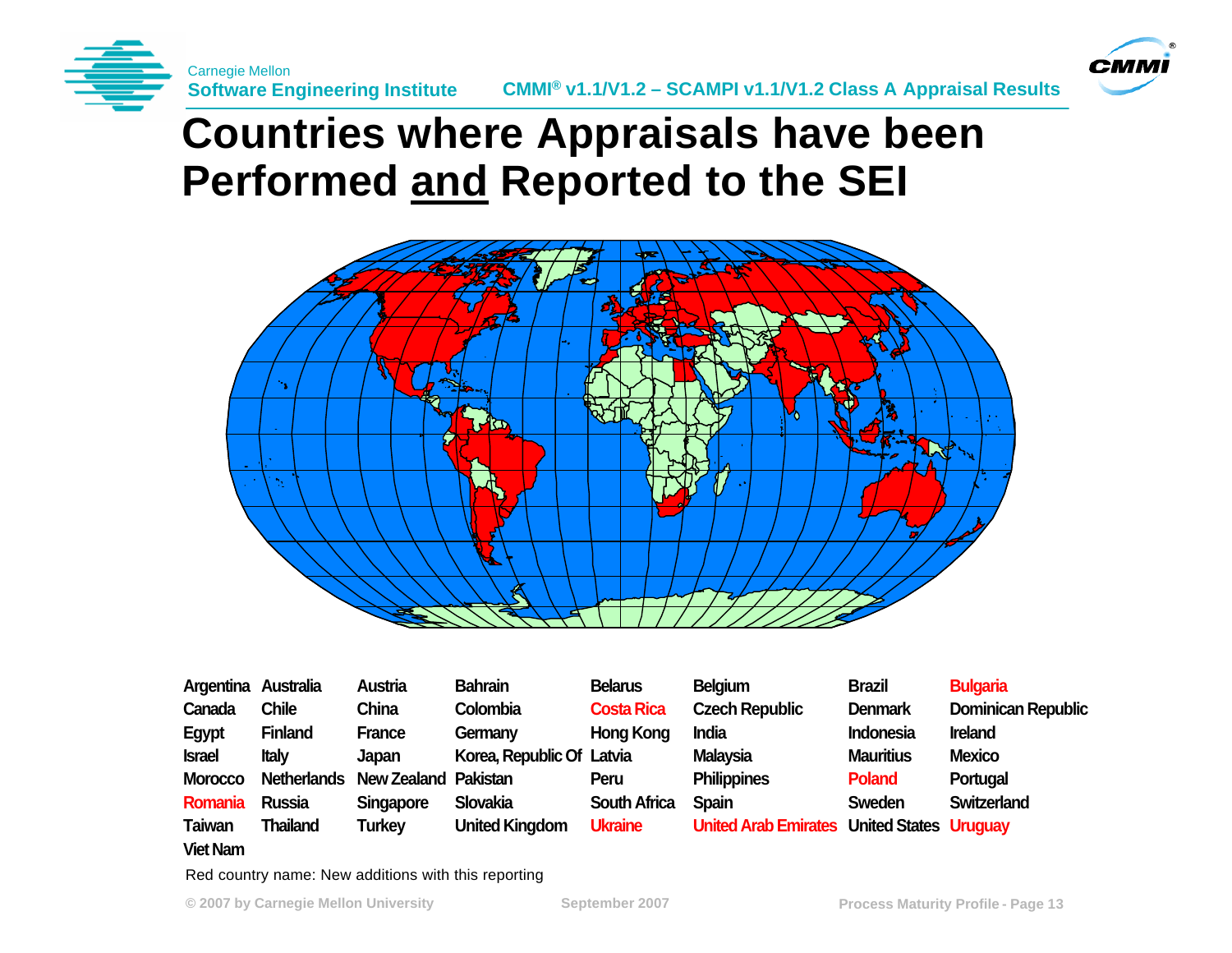# Countries where Appraisals have been Performed and Reported to the SEI

| | | | | | | | |
|---|---|---|---|---|---|---|---|
| Argentina | Australia | Austria | Bahrain | Belarus | Belgium | Brazil | Bulgaria |
| Canada | Chile | China | Colombia | Costa Rica | Czech Republic | Denmark | Dominican Republic |
| Egypt | Finland | France | Germany | Hong Kong | India | Indonesia | Ireland |
| Israel | Italy | Japan | Korea, Republic Of | Latvia | Malaysia | Mauritius | Mexico |
| Morocco | Netherlands | New Zealand | Pakistan | Peru | Philippines | Poland | Portugal |
| Romania | Russia | Singapore | Slovakia | South Africa | Spain | Sweden | Switzerland |
| Taiwan | Thailand | Turkey | United Kingdom | Ukraine | United Arab Emirates | United States | Uruguay |
| Viet Nam | | | | | | | |

Red country name: New additions with this reporting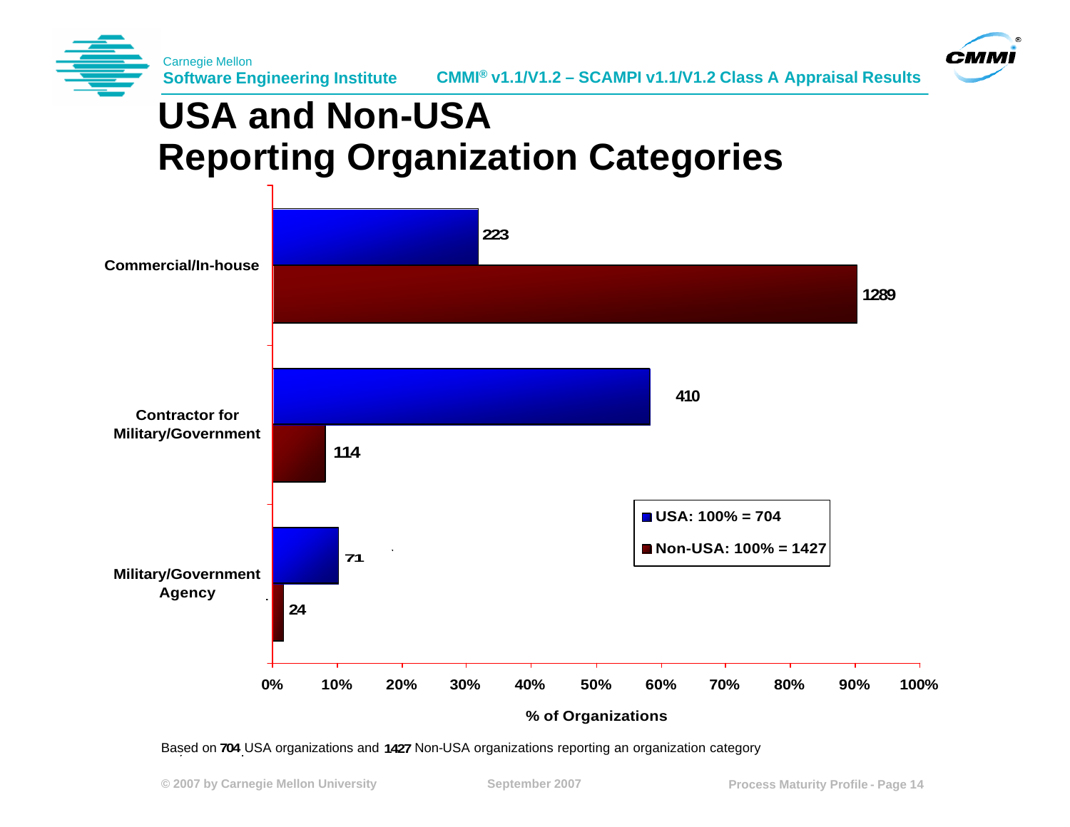# USA and Non-USA Reporting Organization Categories

| Category | USA: 100% = 704 | Non-USA: 100% = 1427 |
|---|---|---|
| Commercial/In-house | 223 | 1289 |
| Contractor for Military/Government | 410 | 114 |
| Military/Government Agency | 71 | 24 |

% of Organizations

Based on 704 USA organizations and 1427 Non-USA organizations reporting an organization category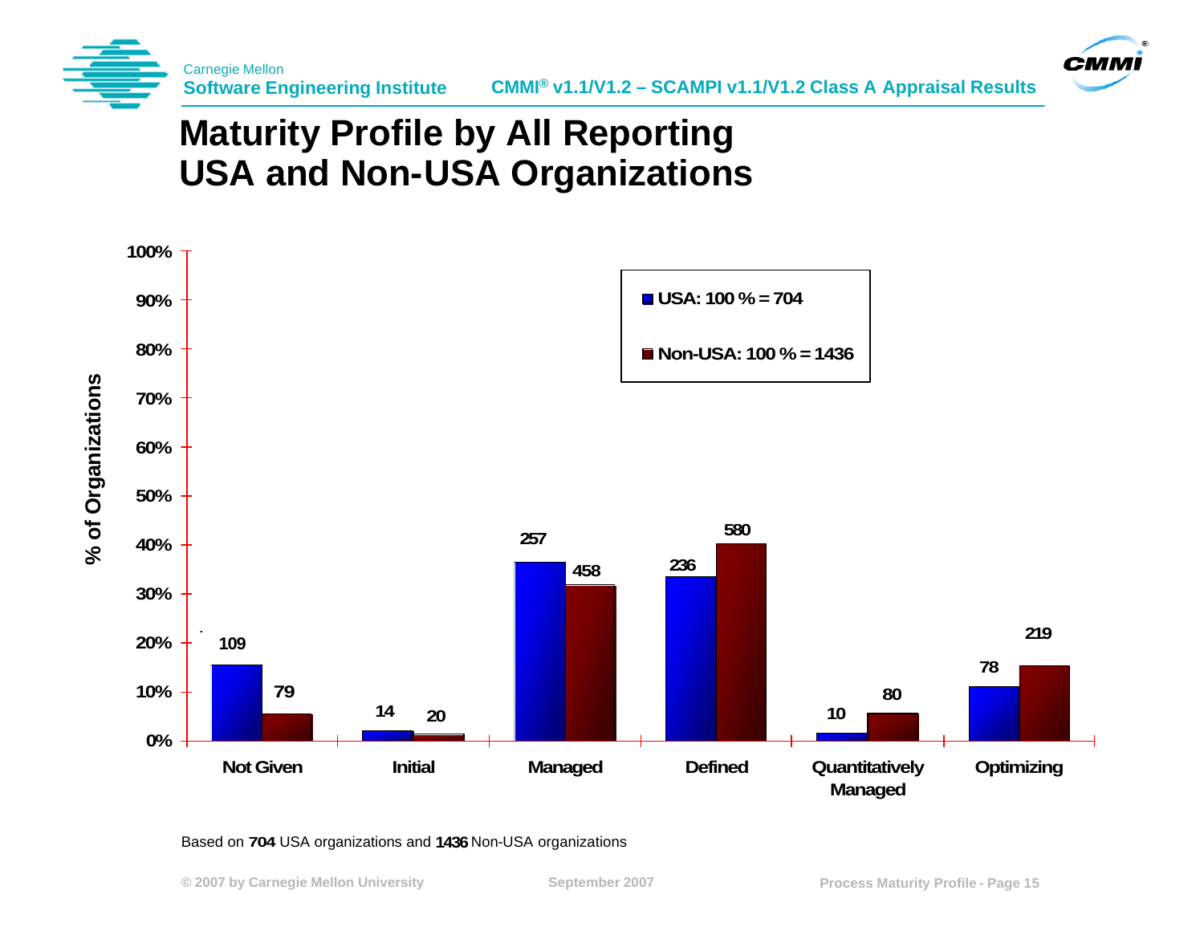# Maturity Profile by All Reporting USA and Non-USA Organizations

| Maturity Level | USA: 100 % = 704 | Non-USA: 100 % = 1436 |
| --- | --- | --- |
| Not Given | 109 | 79 |
| Initial | 14 | 20 |
| Managed | 257 | 458 |
| Defined | 236 | 580 |
| Quantitatively Managed | 10 | 80 |
| Optimizing | 78 | 219 |

Based on **704** USA organizations and **1436** Non-USA organizations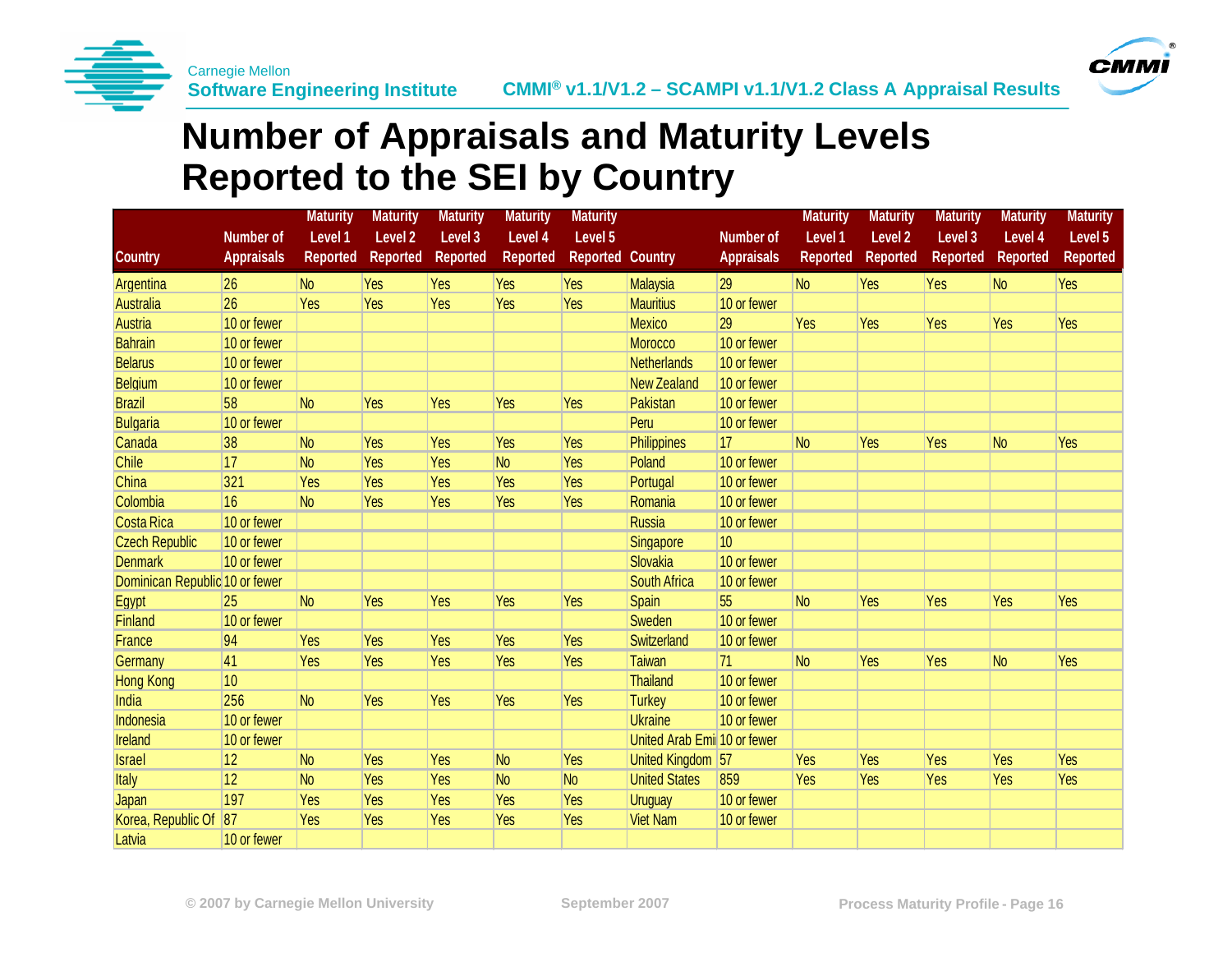# Number of Appraisals and Maturity Levels Reported to the SEI by Country

| Country | Number of Appraisals | Maturity Level 1 Reported | Maturity Level 2 Reported | Maturity Level 3 Reported | Maturity Level 4 Reported | Maturity Level 5 Reported | Country | Number of Appraisals | Maturity Level 1 Reported | Maturity Level 2 Reported | Maturity Level 3 Reported | Maturity Level 4 Reported | Maturity Level 5 Reported |
|---|---|---|---|---|---|---|---|---|---|---|---|---|---|
| Argentina | 26 | No | Yes | Yes | Yes | Yes | Malaysia | 29 | No | Yes | Yes | No | Yes |
| Australia | 26 | Yes | Yes | Yes | Yes | Yes | Mauritius | 10 or fewer | | | | | |
| Austria | 10 or fewer | | | | | | Mexico | 29 | Yes | Yes | Yes | Yes | Yes |
| Bahrain | 10 or fewer | | | | | | Morocco | 10 or fewer | | | | | |
| Belarus | 10 or fewer | | | | | | Netherlands | 10 or fewer | | | | | |
| Belgium | 10 or fewer | | | | | | New Zealand | 10 or fewer | | | | | |
| Brazil | 58 | No | Yes | Yes | Yes | Yes | Pakistan | 10 or fewer | | | | | |
| Bulgaria | 10 or fewer | | | | | | Peru | 10 or fewer | | | | | |
| Canada | 38 | No | Yes | Yes | Yes | Yes | Philippines | 17 | No | Yes | Yes | No | Yes |
| Chile | 17 | No | Yes | Yes | No | Yes | Poland | 10 or fewer | | | | | |
| China | 321 | Yes | Yes | Yes | Yes | Yes | Portugal | 10 or fewer | | | | | |
| Colombia | 16 | No | Yes | Yes | Yes | Yes | Romania | 10 or fewer | | | | | |
| Costa Rica | 10 or fewer | | | | | | Russia | 10 or fewer | | | | | |
| Czech Republic | 10 or fewer | | | | | | Singapore | 10 | | | | | |
| Denmark | 10 or fewer | | | | | | Slovakia | 10 or fewer | | | | | |
| Dominican Republic | 10 or fewer | | | | | | South Africa | 10 or fewer | | | | | |
| Egypt | 25 | No | Yes | Yes | Yes | Yes | Spain | 55 | No | Yes | Yes | Yes | Yes |
| Finland | 10 or fewer | | | | | | Sweden | 10 or fewer | | | | | |
| France | 94 | Yes | Yes | Yes | Yes | Yes | Switzerland | 10 or fewer | | | | | |
| Germany | 41 | Yes | Yes | Yes | Yes | Yes | Taiwan | 71 | No | Yes | Yes | No | Yes |
| Hong Kong | 10 | | | | | | Thailand | 10 or fewer | | | | | |
| India | 256 | No | Yes | Yes | Yes | Yes | Turkey | 10 or fewer | | | | | |
| Indonesia | 10 or fewer | | | | | | Ukraine | 10 or fewer | | | | | |
| Ireland | 10 or fewer | | | | | | United Arab Emi | 10 or fewer | | | | | |
| Israel | 12 | No | Yes | Yes | No | Yes | United Kingdom | 57 | Yes | Yes | Yes | Yes | Yes |
| Italy | 12 | No | Yes | Yes | No | No | United States | 859 | Yes | Yes | Yes | Yes | Yes |
| Japan | 197 | Yes | Yes | Yes | Yes | Yes | Uruguay | 10 or fewer | | | | | |
| Korea, Republic Of | 87 | Yes | Yes | Yes | Yes | Yes | Viet Nam | 10 or fewer | | | | | |
| Latvia | 10 or fewer | | | | | | | | | | | | |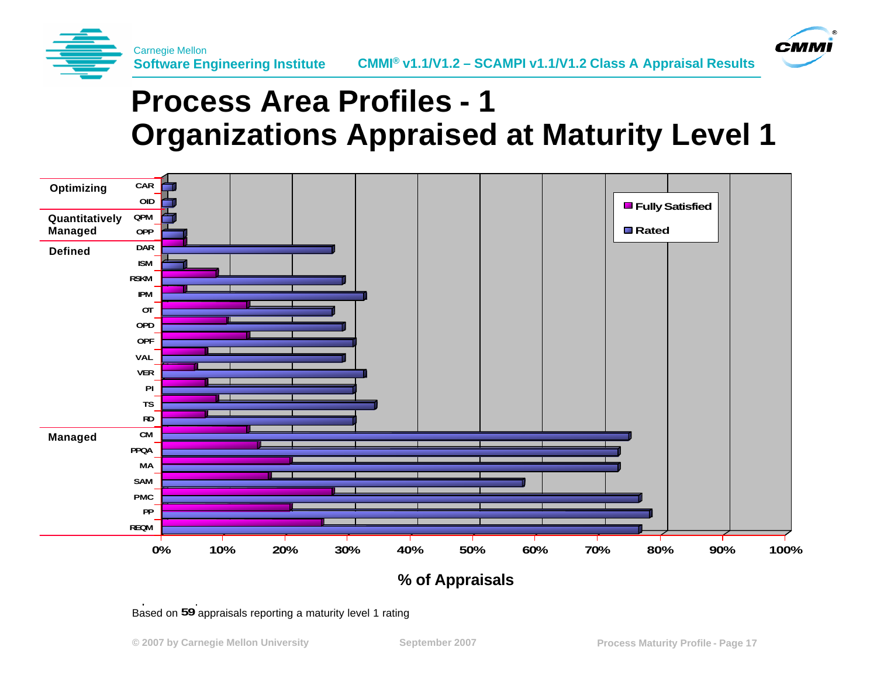# Process Area Profiles - 1
# Organizations Appraised at Maturity Level 1

| Maturity Level | Process Area |
|---|---|
| Optimizing | CAR |
| | OID |
| Quantitatively Managed | QPM |
| | OPP |
| Defined | DAR |
| | ISM |
| | RSKM |
| | IPM |
| | OT |
| | OPD |
| | OPF |
| | VAL |
| | VER |
| | PI |
| | TS |
| | RD |
| Managed | CM |
| | PPQA |
| | MA |
| | SAM |
| | PMC |
| | PP |
| | REQM |

Legend: Fully Satisfied, Rated

0% 10% 20% 30% 40% 50% 60% 70% 80% 90% 100%

% of Appraisals

Based on 59 appraisals reporting a maturity level 1 rating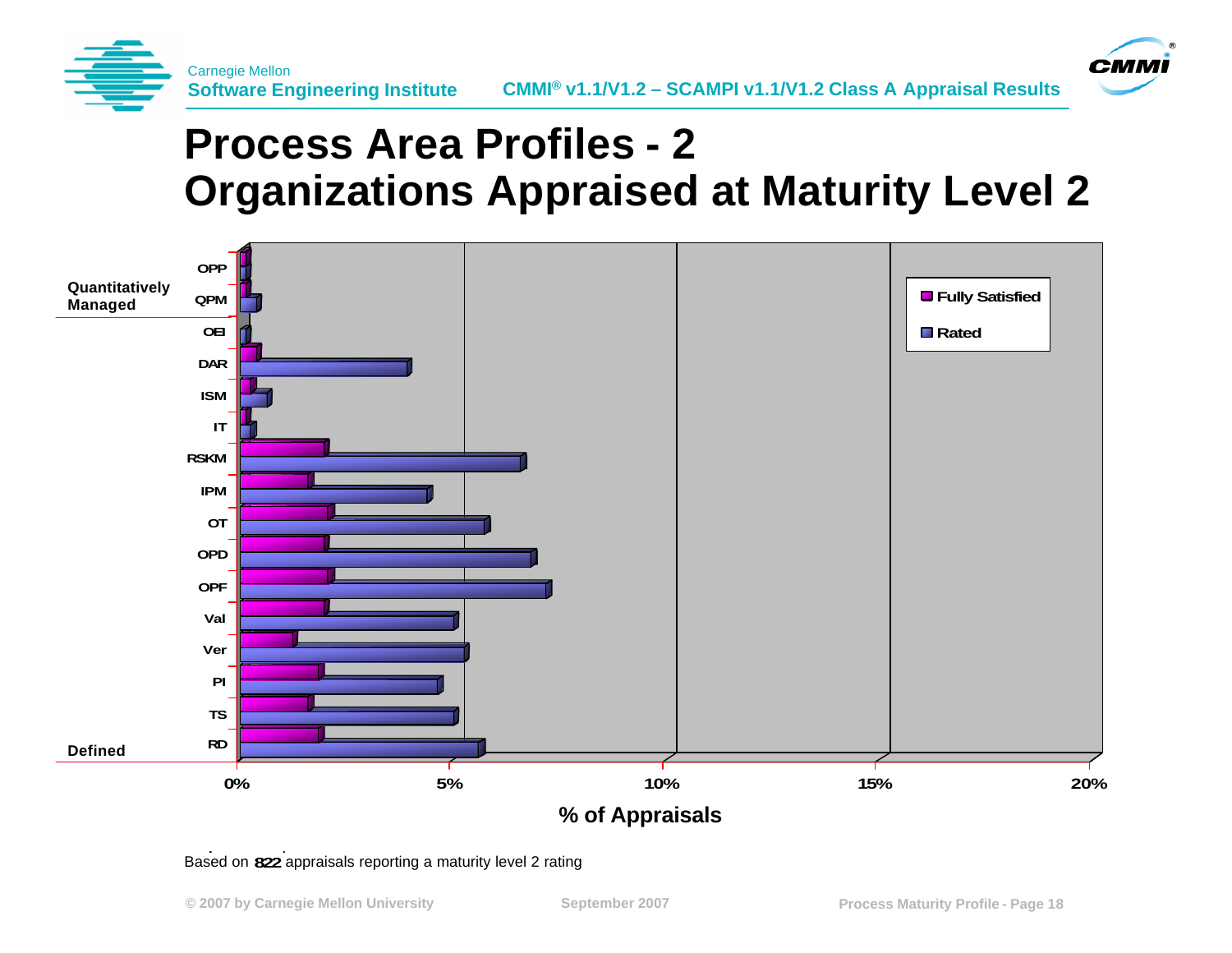# Process Area Profiles - 2
# Organizations Appraised at Maturity Level 2

Quantitatively Managed

- OPP
- QPM

Defined

- OEI
- DAR
- ISM
- IT
- RSKM
- IPM
- OT
- OPD
- OPF
- Val
- Ver
- PI
- TS
- RD

Legend: Fully Satisfied, Rated

0% 5% 10% 15% 20%

% of Appraisals

Based on 822 appraisals reporting a maturity level 2 rating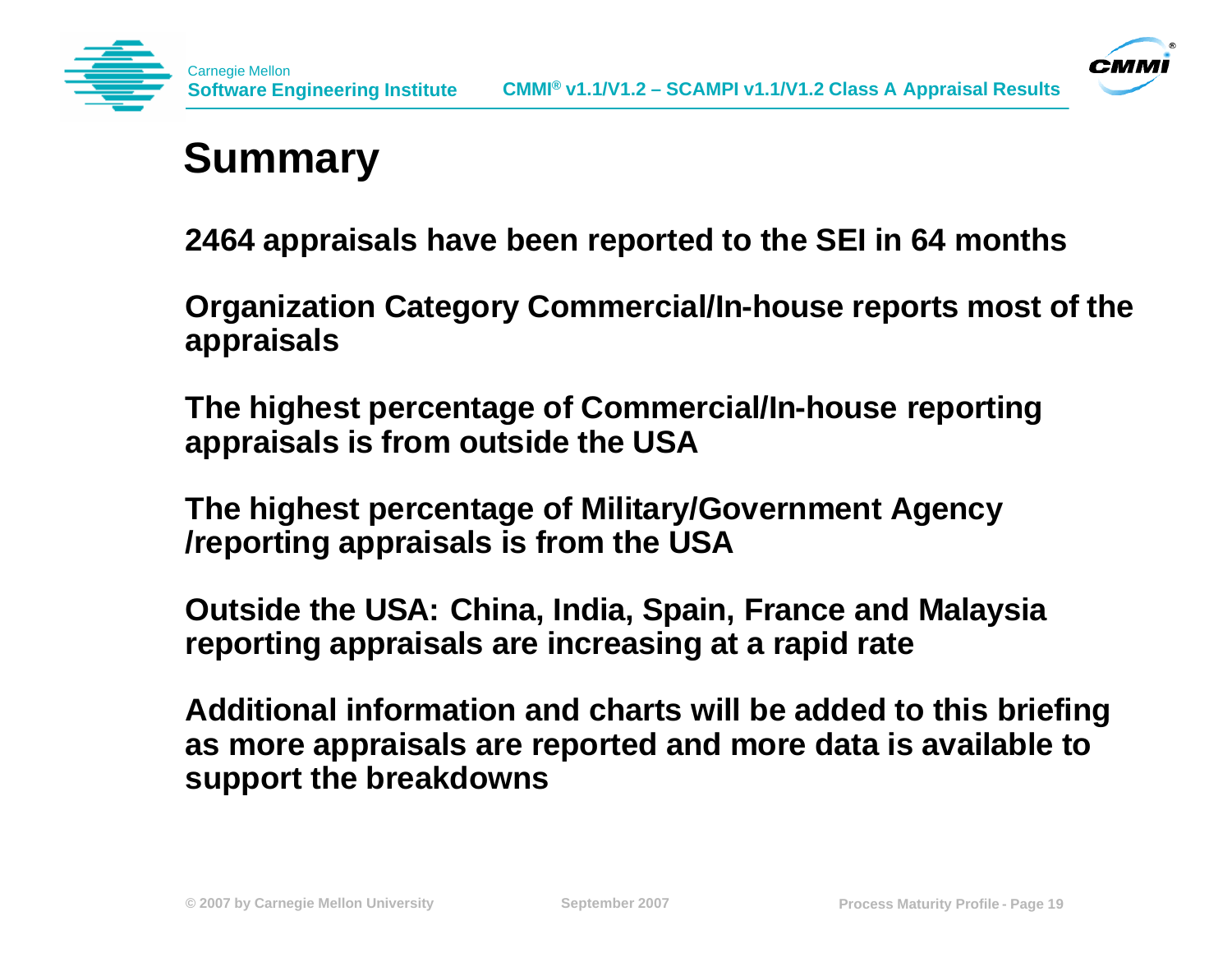# Summary

2464 appraisals have been reported to the SEI in 64 months

Organization Category Commercial/In-house reports most of the appraisals

The highest percentage of Commercial/In-house reporting appraisals is from outside the USA

The highest percentage of Military/Government Agency /reporting appraisals is from the USA

Outside the USA: China, India, Spain, France and Malaysia reporting appraisals are increasing at a rapid rate

Additional information and charts will be added to this briefing as more appraisals are reported and more data is available to support the breakdowns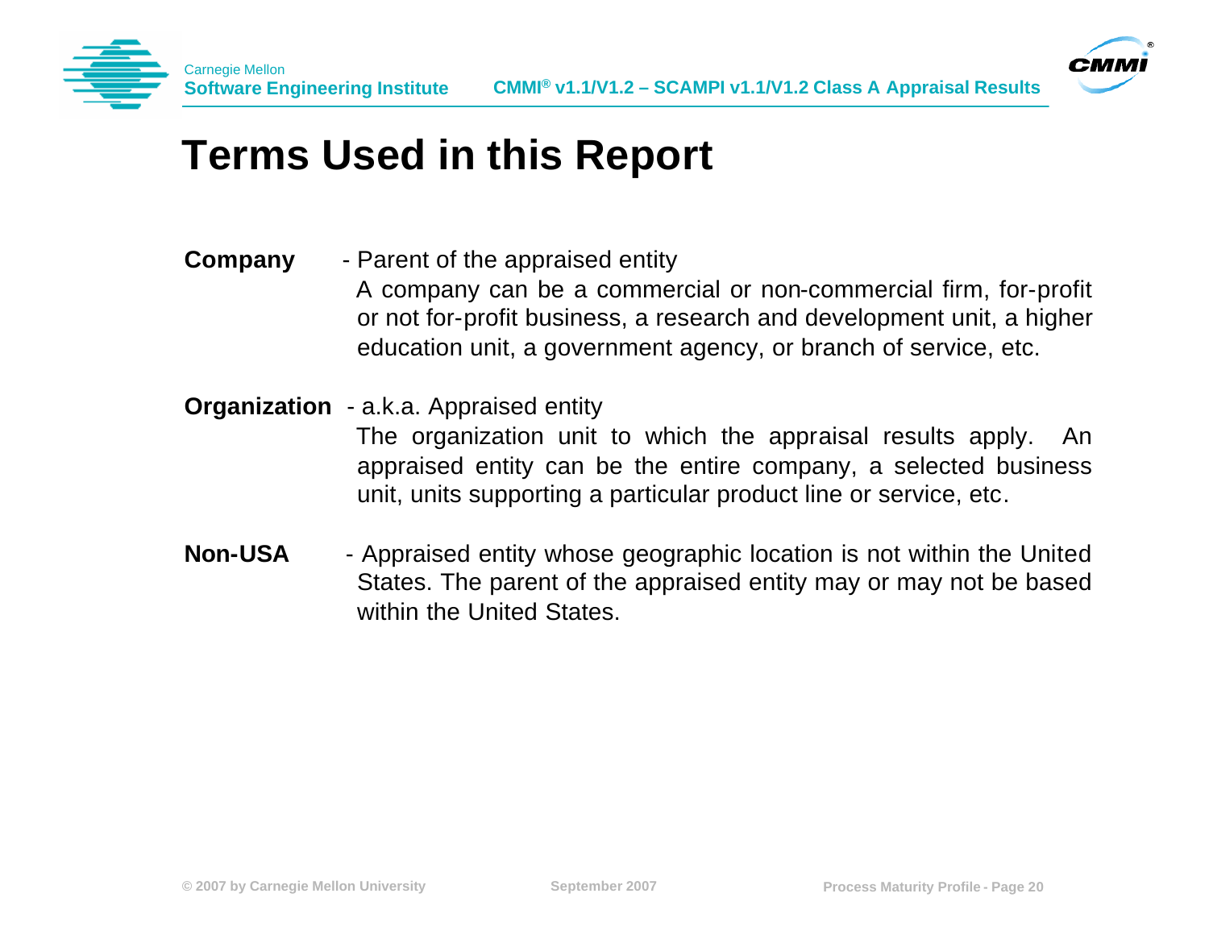# Terms Used in this Report

**Company** - Parent of the appraised entity

A company can be a commercial or non-commercial firm, for-profit or not for-profit business, a research and development unit, a higher education unit, a government agency, or branch of service, etc.

**Organization** - a.k.a. Appraised entity

The organization unit to which the appraisal results apply. An appraised entity can be the entire company, a selected business unit, units supporting a particular product line or service, etc.

**Non-USA** - Appraised entity whose geographic location is not within the United States. The parent of the appraised entity may or may not be based within the United States.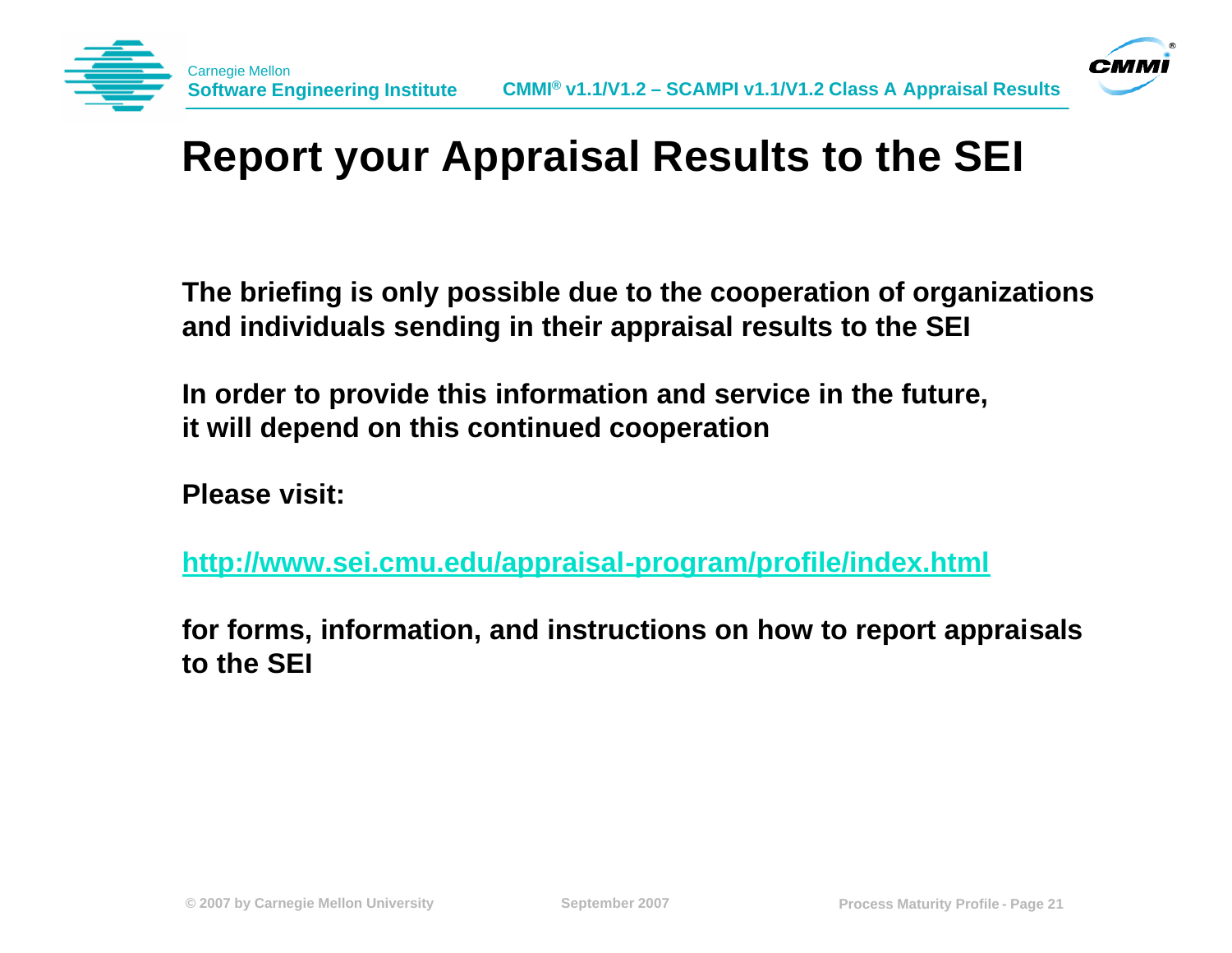# Report your Appraisal Results to the SEI

**The briefing is only possible due to the cooperation of organizations and individuals sending in their appraisal results to the SEI**

**In order to provide this information and service in the future, it will depend on this continued cooperation**

**Please visit:**

**http://www.sei.cmu.edu/appraisal-program/profile/index.html**

**for forms, information, and instructions on how to report appraisals to the SEI**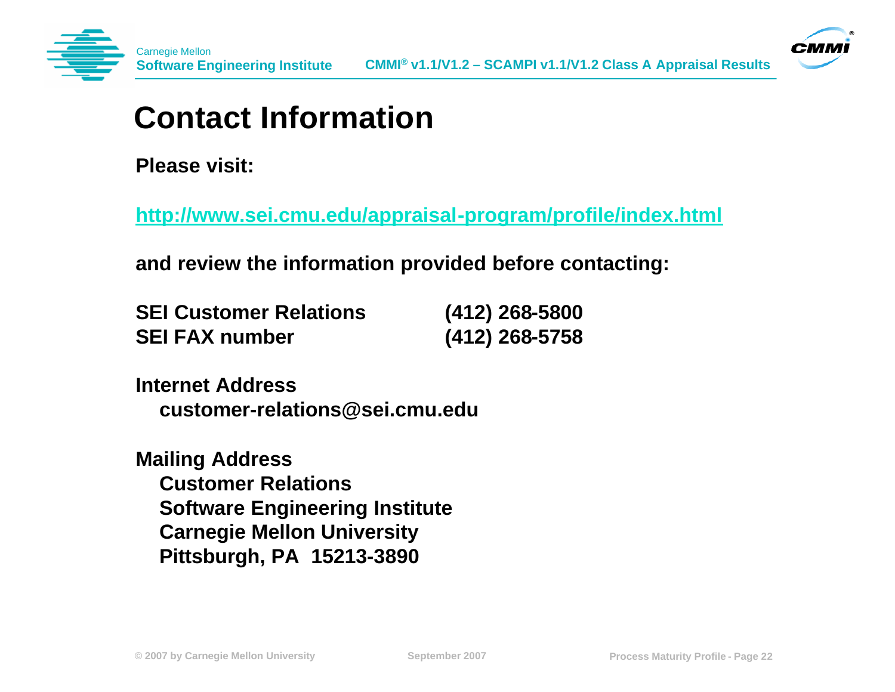# Contact Information

**Please visit:**

**http://www.sei.cmu.edu/appraisal-program/profile/index.html**

**and review the information provided before contacting:**

| | |
|---|---|
| **SEI Customer Relations** | **(412) 268-5800** |
| **SEI FAX number** | **(412) 268-5758** |

**Internet Address**
**customer-relations@sei.cmu.edu**

**Mailing Address**
**Customer Relations**
**Software Engineering Institute**
**Carnegie Mellon University**
**Pittsburgh, PA 15213-3890**